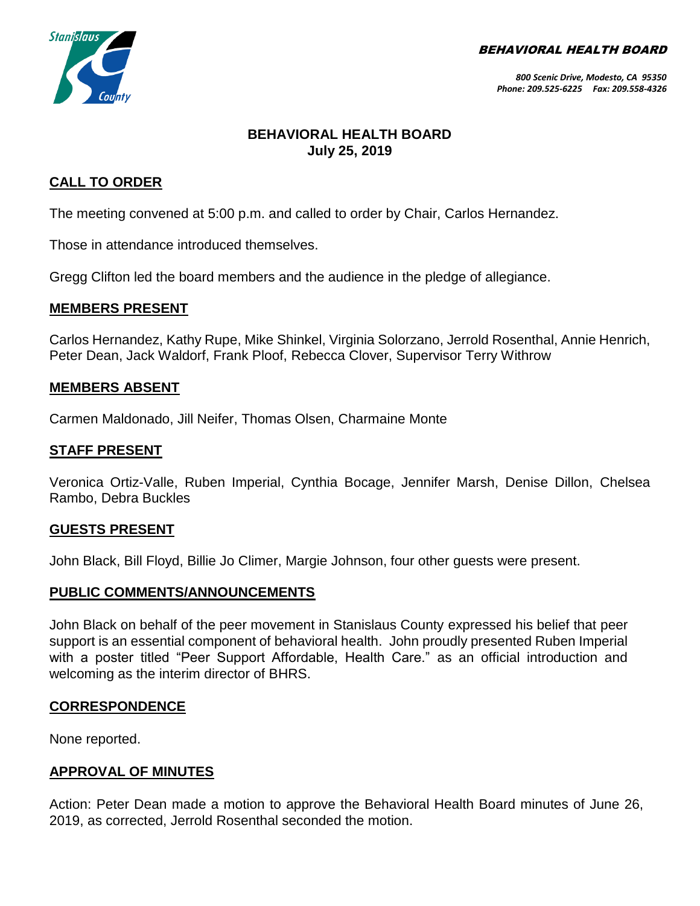BEHAVIORAL HEALTH BOARD

*800 Scenic Drive, Modesto, CA 95350*
*Phone: 209.525-6225 Fax: 209.558-4326*

**BEHAVIORAL HEALTH BOARD**
**July 25, 2019**

## CALL TO ORDER

The meeting convened at 5:00 p.m. and called to order by Chair, Carlos Hernandez.

Those in attendance introduced themselves.

Gregg Clifton led the board members and the audience in the pledge of allegiance.

## MEMBERS PRESENT

Carlos Hernandez, Kathy Rupe, Mike Shinkel, Virginia Solorzano, Jerrold Rosenthal, Annie Henrich, Peter Dean, Jack Waldorf, Frank Ploof, Rebecca Clover, Supervisor Terry Withrow

## MEMBERS ABSENT

Carmen Maldonado, Jill Neifer, Thomas Olsen, Charmaine Monte

## STAFF PRESENT

Veronica Ortiz-Valle, Ruben Imperial, Cynthia Bocage, Jennifer Marsh, Denise Dillon, Chelsea Rambo, Debra Buckles

## GUESTS PRESENT

John Black, Bill Floyd, Billie Jo Climer, Margie Johnson, four other guests were present.

## PUBLIC COMMENTS/ANNOUNCEMENTS

John Black on behalf of the peer movement in Stanislaus County expressed his belief that peer support is an essential component of behavioral health. John proudly presented Ruben Imperial with a poster titled "Peer Support Affordable, Health Care." as an official introduction and welcoming as the interim director of BHRS.

## CORRESPONDENCE

None reported.

## APPROVAL OF MINUTES

Action: Peter Dean made a motion to approve the Behavioral Health Board minutes of June 26, 2019, as corrected, Jerrold Rosenthal seconded the motion.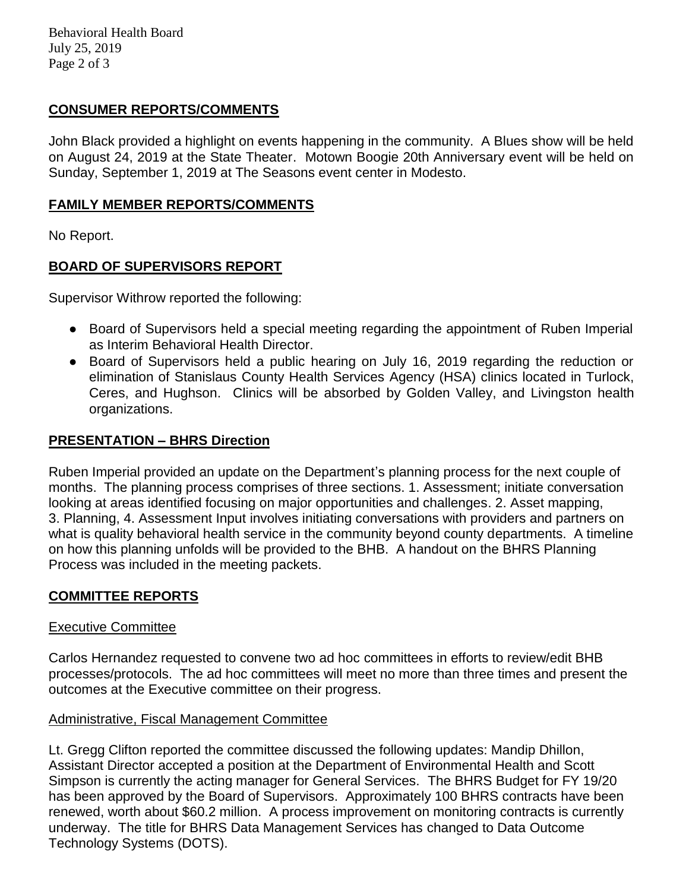## CONSUMER REPORTS/COMMENTS

John Black provided a highlight on events happening in the community. A Blues show will be held on August 24, 2019 at the State Theater. Motown Boogie 20th Anniversary event will be held on Sunday, September 1, 2019 at The Seasons event center in Modesto.

## FAMILY MEMBER REPORTS/COMMENTS

No Report.

## BOARD OF SUPERVISORS REPORT

Supervisor Withrow reported the following:

- Board of Supervisors held a special meeting regarding the appointment of Ruben Imperial as Interim Behavioral Health Director.
- Board of Supervisors held a public hearing on July 16, 2019 regarding the reduction or elimination of Stanislaus County Health Services Agency (HSA) clinics located in Turlock, Ceres, and Hughson. Clinics will be absorbed by Golden Valley, and Livingston health organizations.

## PRESENTATION – BHRS Direction

Ruben Imperial provided an update on the Department's planning process for the next couple of months. The planning process comprises of three sections. 1. Assessment; initiate conversation looking at areas identified focusing on major opportunities and challenges. 2. Asset mapping, 3. Planning, 4. Assessment Input involves initiating conversations with providers and partners on what is quality behavioral health service in the community beyond county departments. A timeline on how this planning unfolds will be provided to the BHB. A handout on the BHRS Planning Process was included in the meeting packets.

## COMMITTEE REPORTS

### Executive Committee

Carlos Hernandez requested to convene two ad hoc committees in efforts to review/edit BHB processes/protocols. The ad hoc committees will meet no more than three times and present the outcomes at the Executive committee on their progress.

### Administrative, Fiscal Management Committee

Lt. Gregg Clifton reported the committee discussed the following updates: Mandip Dhillon, Assistant Director accepted a position at the Department of Environmental Health and Scott Simpson is currently the acting manager for General Services. The BHRS Budget for FY 19/20 has been approved by the Board of Supervisors. Approximately 100 BHRS contracts have been renewed, worth about $60.2 million. A process improvement on monitoring contracts is currently underway. The title for BHRS Data Management Services has changed to Data Outcome Technology Systems (DOTS).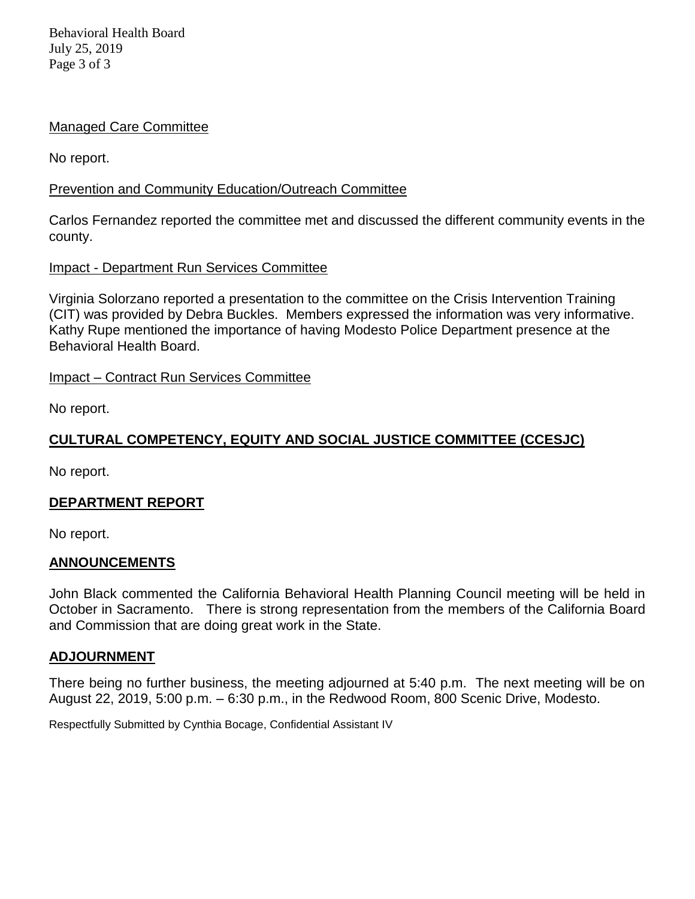Managed Care Committee

No report.

Prevention and Community Education/Outreach Committee

Carlos Fernandez reported the committee met and discussed the different community events in the county.

Impact - Department Run Services Committee

Virginia Solorzano reported a presentation to the committee on the Crisis Intervention Training (CIT) was provided by Debra Buckles. Members expressed the information was very informative. Kathy Rupe mentioned the importance of having Modesto Police Department presence at the Behavioral Health Board.

Impact – Contract Run Services Committee

No report.

## CULTURAL COMPETENCY, EQUITY AND SOCIAL JUSTICE COMMITTEE (CCESJC)

No report.

## DEPARTMENT REPORT

No report.

## ANNOUNCEMENTS

John Black commented the California Behavioral Health Planning Council meeting will be held in October in Sacramento. There is strong representation from the members of the California Board and Commission that are doing great work in the State.

## ADJOURNMENT

There being no further business, the meeting adjourned at 5:40 p.m. The next meeting will be on August 22, 2019, 5:00 p.m. – 6:30 p.m., in the Redwood Room, 800 Scenic Drive, Modesto.

Respectfully Submitted by Cynthia Bocage, Confidential Assistant IV